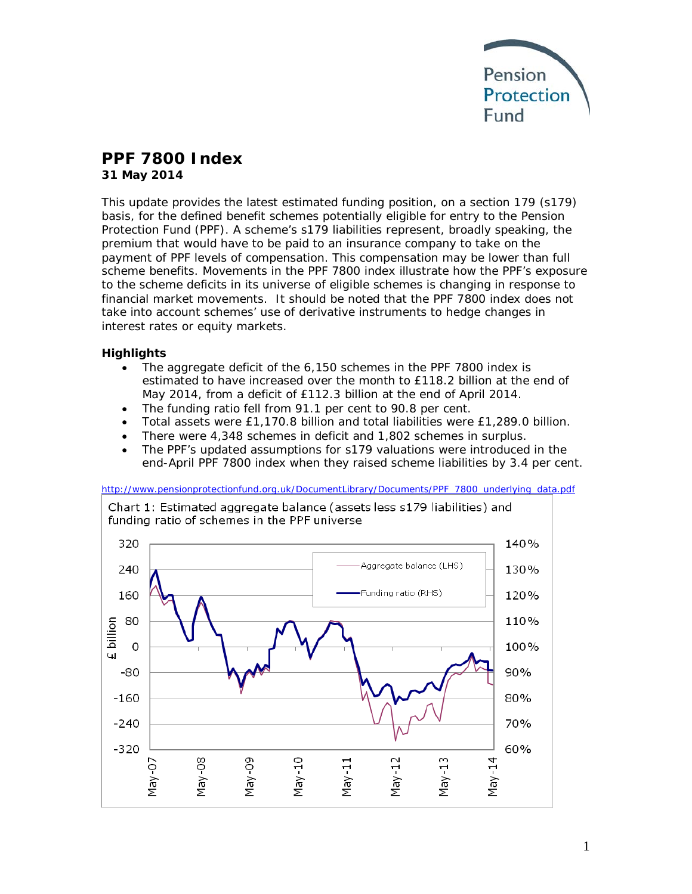Pension Protection Fund

# PPF 7800 Index

**31 May 2014**

This update provides the latest estimated funding position, on a section 179 (s179) basis, for the defined benefit schemes potentially eligible for entry to the Pension Protection Fund (PPF). A scheme's s179 liabilities represent, broadly speaking, the premium that would have to be paid to an insurance company to take on the payment of PPF levels of compensation. This compensation may be lower than full scheme benefits. Movements in the PPF 7800 index illustrate how the PPF's exposure to the scheme deficits in its universe of eligible schemes is changing in response to financial market movements. It should be noted that the PPF 7800 index does not take into account schemes' use of derivative instruments to hedge changes in interest rates or equity markets.

### Highlights

- The aggregate deficit of the 6,150 schemes in the PPF 7800 index is estimated to have increased over the month to £118.2 billion at the end of May 2014, from a deficit of £112.3 billion at the end of April 2014.
- The funding ratio fell from 91.1 per cent to 90.8 per cent.
- Total assets were £1,170.8 billion and total liabilities were £1,289.0 billion.
- There were 4,348 schemes in deficit and 1,802 schemes in surplus.
- The PPF's updated assumptions for s179 valuations were introduced in the end-April PPF 7800 index when they raised scheme liabilities by 3.4 per cent.

http://www.pensionprotectionfund.org.uk/DocumentLibrary/Documents/PPF_7800_underlying_data.pdf

Chart 1: Estimated aggregate balance (assets less s179 liabilities) and funding ratio of schemes in the PPF universe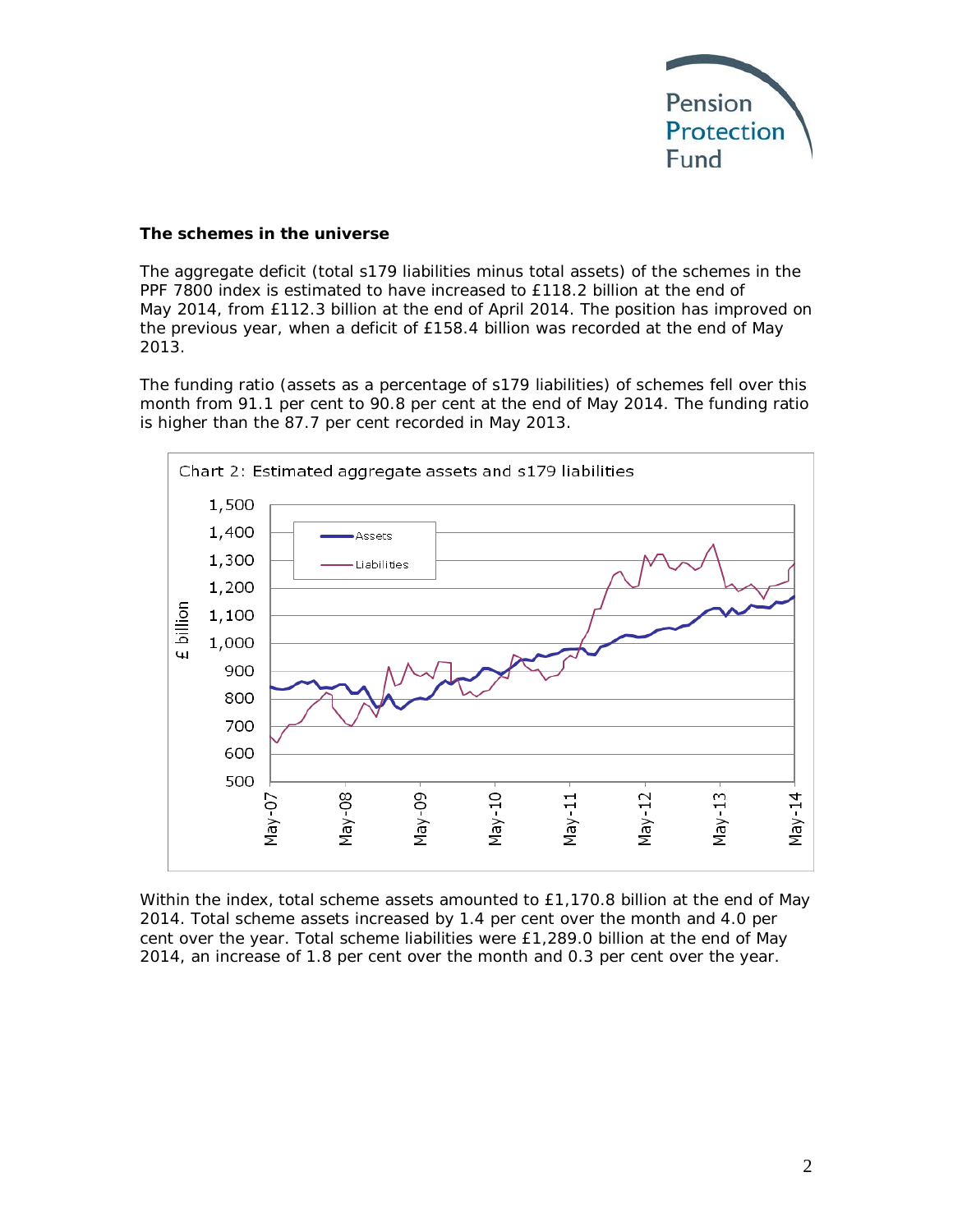**The schemes in the universe**

The aggregate deficit (total s179 liabilities minus total assets) of the schemes in the PPF 7800 index is estimated to have increased to £118.2 billion at the end of May 2014, from £112.3 billion at the end of April 2014. The position has improved on the previous year, when a deficit of £158.4 billion was recorded at the end of May 2013.

The funding ratio (assets as a percentage of s179 liabilities) of schemes fell over this month from 91.1 per cent to 90.8 per cent at the end of May 2014. The funding ratio is higher than the 87.7 per cent recorded in May 2013.

Chart 2: Estimated aggregate assets and s179 liabilities

Within the index, total scheme assets amounted to £1,170.8 billion at the end of May 2014. Total scheme assets increased by 1.4 per cent over the month and 4.0 per cent over the year. Total scheme liabilities were £1,289.0 billion at the end of May 2014, an increase of 1.8 per cent over the month and 0.3 per cent over the year.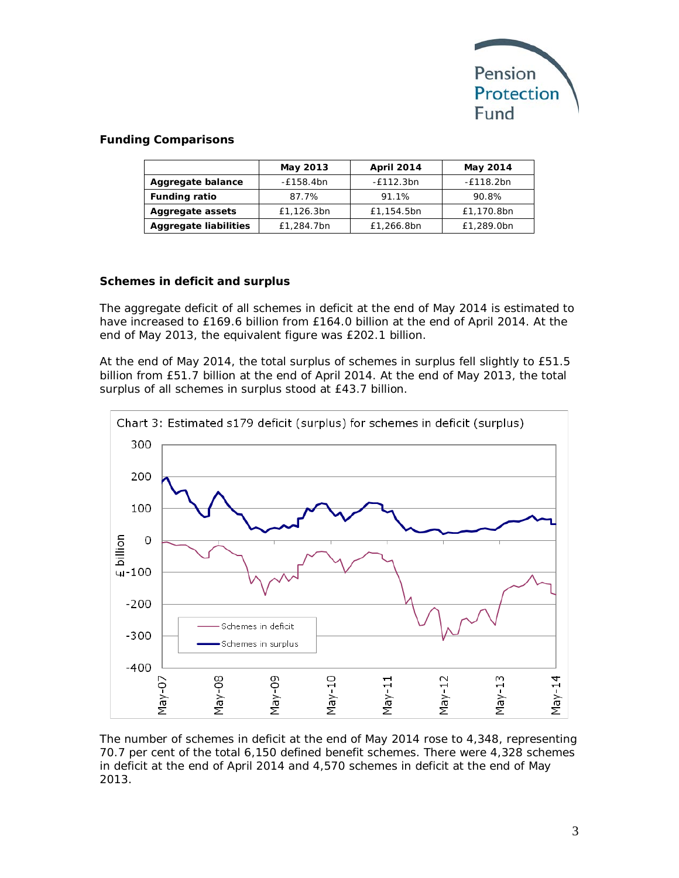## Funding Comparisons

| | May 2013 | April 2014 | May 2014 |
|---|---|---|---|
| **Aggregate balance** | -£158.4bn | -£112.3bn | -£118.2bn |
| **Funding ratio** | 87.7% | 91.1% | 90.8% |
| **Aggregate assets** | £1,126.3bn | £1,154.5bn | £1,170.8bn |
| **Aggregate liabilities** | £1,284.7bn | £1,266.8bn | £1,289.0bn |

## Schemes in deficit and surplus

The aggregate deficit of all schemes in deficit at the end of May 2014 is estimated to have increased to £169.6 billion from £164.0 billion at the end of April 2014. At the end of May 2013, the equivalent figure was £202.1 billion.

At the end of May 2014, the total surplus of schemes in surplus fell slightly to £51.5 billion from £51.7 billion at the end of April 2014. At the end of May 2013, the total surplus of all schemes in surplus stood at £43.7 billion.

Chart 3: Estimated s179 deficit (surplus) for schemes in deficit (surplus)

The number of schemes in deficit at the end of May 2014 rose to 4,348, representing 70.7 per cent of the total 6,150 defined benefit schemes. There were 4,328 schemes in deficit at the end of April 2014 and 4,570 schemes in deficit at the end of May 2013.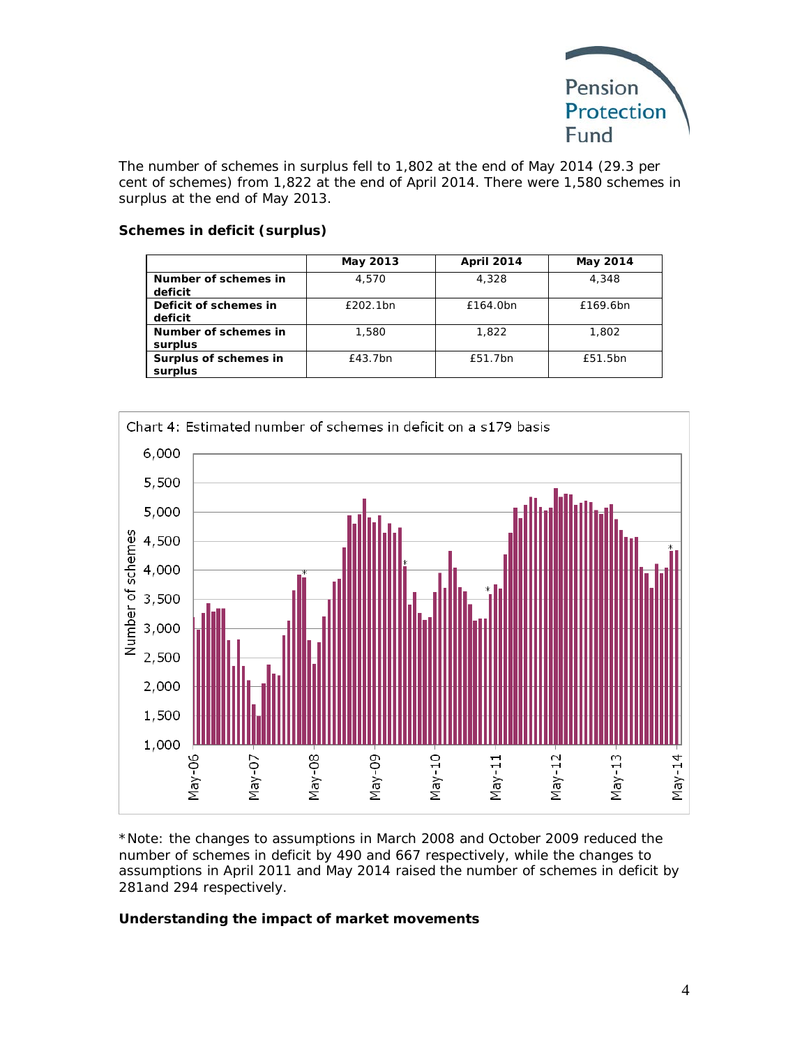The number of schemes in surplus fell to 1,802 at the end of May 2014 (29.3 per cent of schemes) from 1,822 at the end of April 2014. There were 1,580 schemes in surplus at the end of May 2013.

**Schemes in deficit (surplus)**

| | May 2013 | April 2014 | May 2014 |
|---|---|---|---|
| **Number of schemes in deficit** | 4,570 | 4,328 | 4,348 |
| **Deficit of schemes in deficit** | £202.1bn | £164.0bn | £169.6bn |
| **Number of schemes in surplus** | 1,580 | 1,822 | 1,802 |
| **Surplus of schemes in surplus** | £43.7bn | £51.7bn | £51.5bn |

Chart 4: Estimated number of schemes in deficit on a s179 basis

*Note: the changes to assumptions in March 2008 and October 2009 reduced the number of schemes in deficit by 490 and 667 respectively, while the changes to assumptions in April 2011 and May 2014 raised the number of schemes in deficit by 281and 294 respectively.

**Understanding the impact of market movements**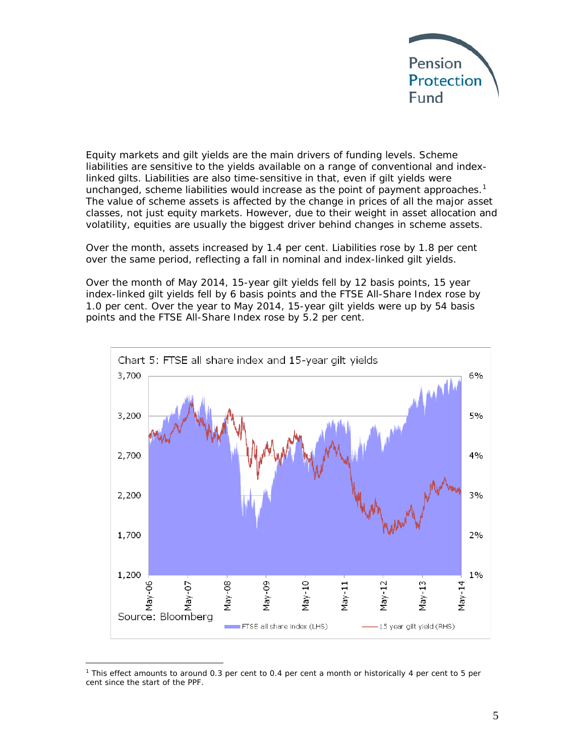Equity markets and gilt yields are the main drivers of funding levels. Scheme liabilities are sensitive to the yields available on a range of conventional and index-linked gilts. Liabilities are also time-sensitive in that, even if gilt yields were unchanged, scheme liabilities would increase as the point of payment approaches.[1] The value of scheme assets is affected by the change in prices of all the major asset classes, not just equity markets. However, due to their weight in asset allocation and volatility, equities are usually the biggest driver behind changes in scheme assets.

Over the month, assets increased by 1.4 per cent. Liabilities rose by 1.8 per cent over the same period, reflecting a fall in nominal and index-linked gilt yields.

Over the month of May 2014, 15-year gilt yields fell by 12 basis points, 15 year index-linked gilt yields fell by 6 basis points and the FTSE All-Share Index rose by 1.0 per cent. Over the year to May 2014, 15-year gilt yields were up by 54 basis points and the FTSE All-Share Index rose by 5.2 per cent.

Chart 5: FTSE all share index and 15-year gilt yields

Source: Bloomberg

---

[1] This effect amounts to around 0.3 per cent to 0.4 per cent a month or historically 4 per cent to 5 per cent since the start of the PPF.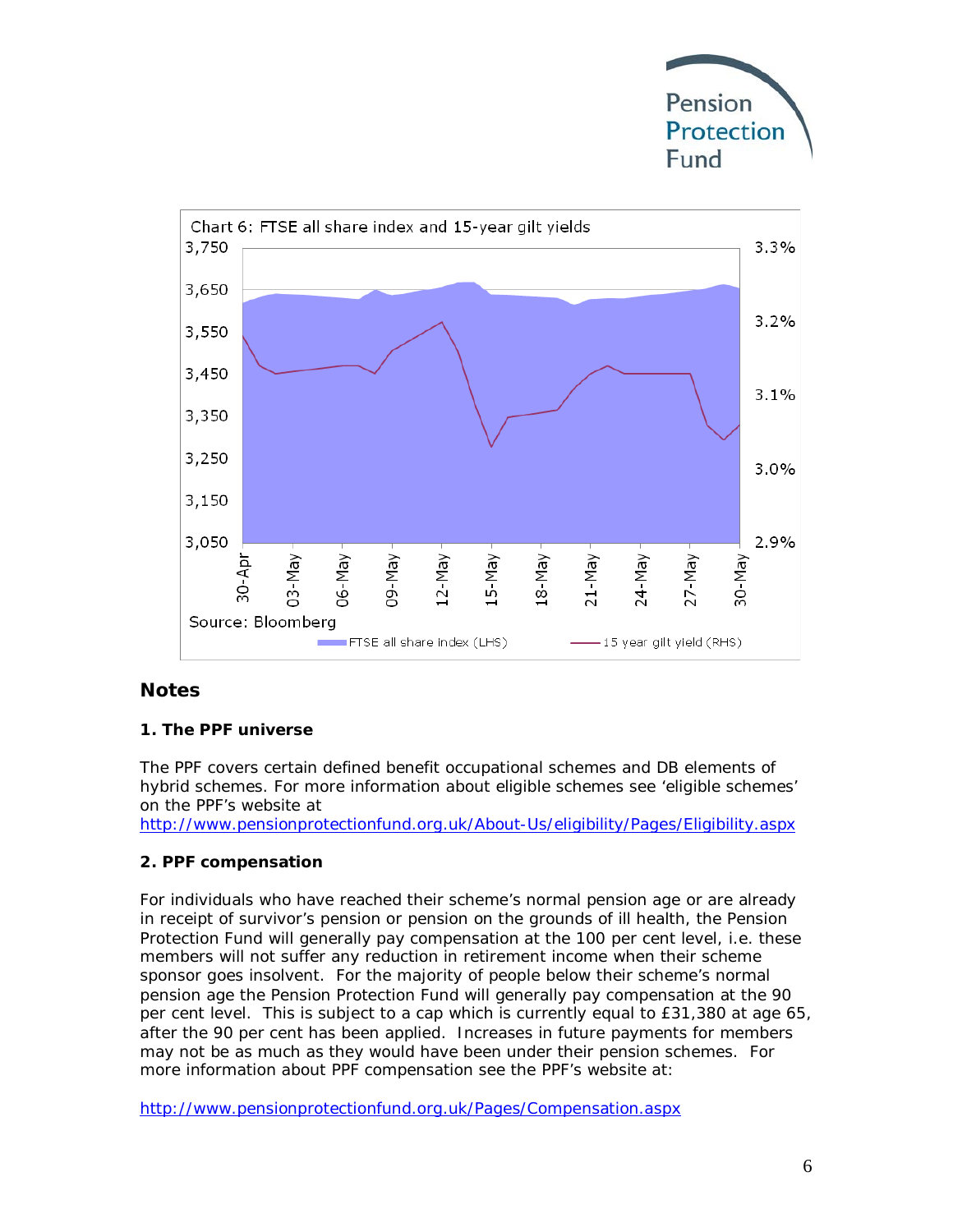Chart 6: FTSE all share index and 15-year gilt yields

Source: Bloomberg

## Notes

### 1. The PPF universe

The PPF covers certain defined benefit occupational schemes and DB elements of hybrid schemes. For more information about eligible schemes see 'eligible schemes' on the PPF's website at
http://www.pensionprotectionfund.org.uk/About-Us/eligibility/Pages/Eligibility.aspx

### 2. PPF compensation

For individuals who have reached their scheme's normal pension age or are already in receipt of survivor's pension or pension on the grounds of ill health, the Pension Protection Fund will generally pay compensation at the 100 per cent level, i.e. these members will not suffer any reduction in retirement income when their scheme sponsor goes insolvent. For the majority of people below their scheme's normal pension age the Pension Protection Fund will generally pay compensation at the 90 per cent level. This is subject to a cap which is currently equal to £31,380 at age 65, after the 90 per cent has been applied. Increases in future payments for members may not be as much as they would have been under their pension schemes. For more information about PPF compensation see the PPF's website at:

http://www.pensionprotectionfund.org.uk/Pages/Compensation.aspx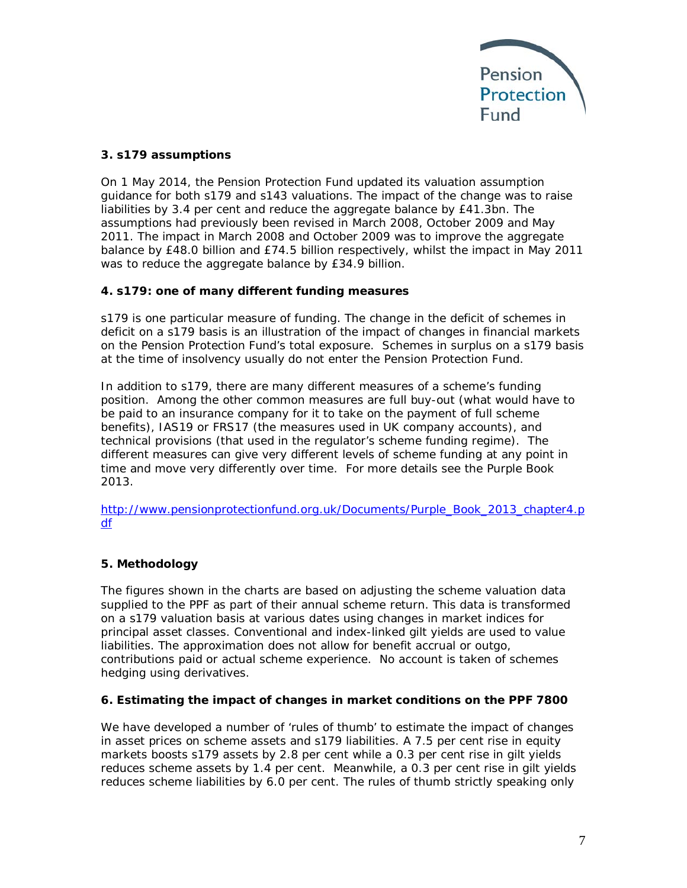### 3. s179 assumptions

On 1 May 2014, the Pension Protection Fund updated its valuation assumption guidance for both s179 and s143 valuations. The impact of the change was to raise liabilities by 3.4 per cent and reduce the aggregate balance by £41.3bn. The assumptions had previously been revised in March 2008, October 2009 and May 2011. The impact in March 2008 and October 2009 was to improve the aggregate balance by £48.0 billion and £74.5 billion respectively, whilst the impact in May 2011 was to reduce the aggregate balance by £34.9 billion.

### 4. s179: one of many different funding measures

s179 is one particular measure of funding. The change in the deficit of schemes in deficit on a s179 basis is an illustration of the impact of changes in financial markets on the Pension Protection Fund's total exposure. Schemes in surplus on a s179 basis at the time of insolvency usually do not enter the Pension Protection Fund.

In addition to s179, there are many different measures of a scheme's funding position. Among the other common measures are full buy-out (what would have to be paid to an insurance company for it to take on the payment of full scheme benefits), IAS19 or FRS17 (the measures used in UK company accounts), and technical provisions (that used in the regulator's scheme funding regime). The different measures can give very different levels of scheme funding at any point in time and move very differently over time. For more details see the Purple Book 2013.

[http://www.pensionprotectionfund.org.uk/Documents/Purple_Book_2013_chapter4.pdf](http://www.pensionprotectionfund.org.uk/Documents/Purple_Book_2013_chapter4.pdf)

### 5. Methodology

The figures shown in the charts are based on adjusting the scheme valuation data supplied to the PPF as part of their annual scheme return. This data is transformed on a s179 valuation basis at various dates using changes in market indices for principal asset classes. Conventional and index-linked gilt yields are used to value liabilities. The approximation does not allow for benefit accrual or outgo, contributions paid or actual scheme experience. No account is taken of schemes hedging using derivatives.

### 6. Estimating the impact of changes in market conditions on the PPF 7800

We have developed a number of 'rules of thumb' to estimate the impact of changes in asset prices on scheme assets and s179 liabilities. A 7.5 per cent rise in equity markets boosts s179 assets by 2.8 per cent while a 0.3 per cent rise in gilt yields reduces scheme assets by 1.4 per cent. Meanwhile, a 0.3 per cent rise in gilt yields reduces scheme liabilities by 6.0 per cent. The rules of thumb strictly speaking only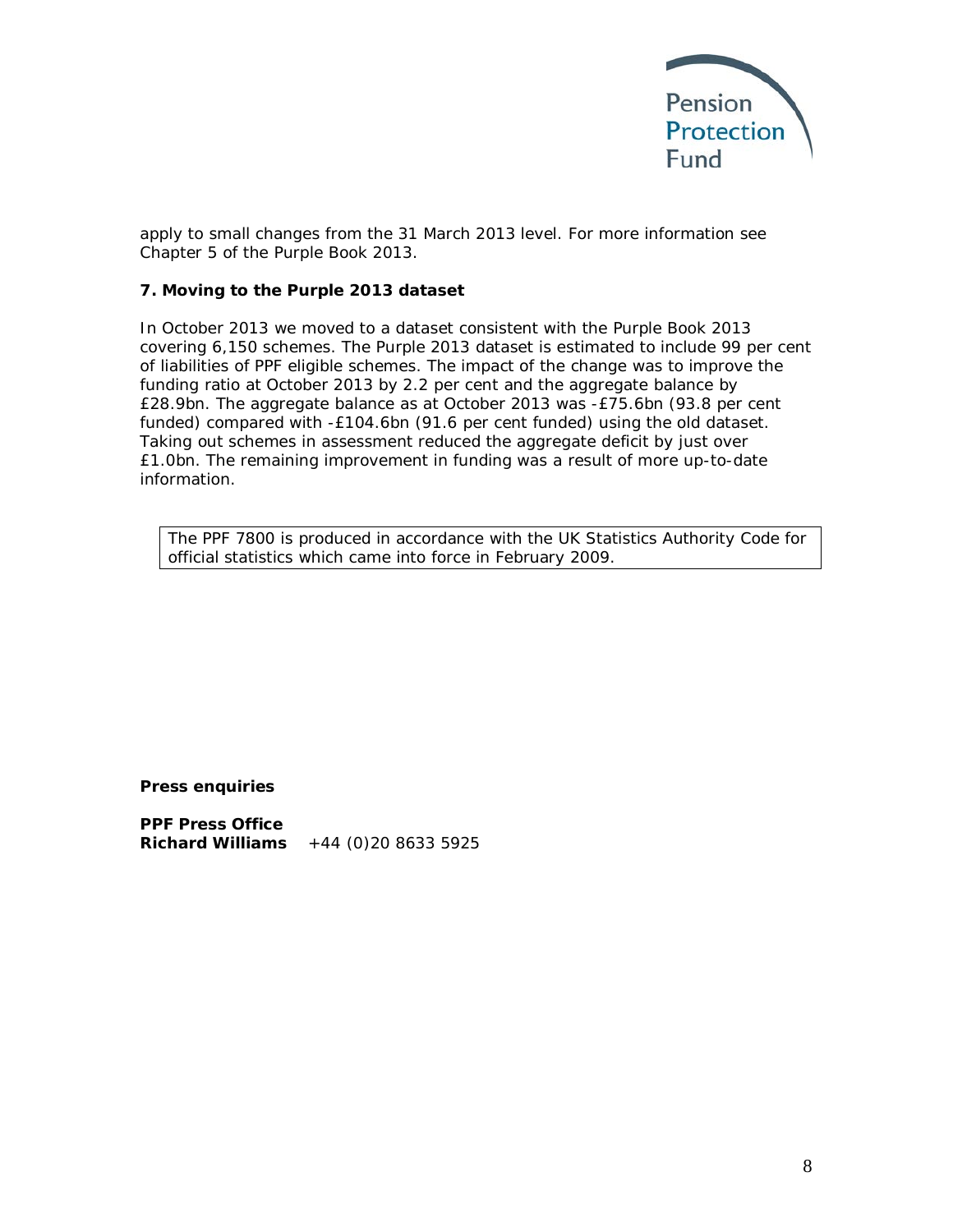apply to small changes from the 31 March 2013 level. For more information see Chapter 5 of the Purple Book 2013.

**7. Moving to the Purple 2013 dataset**

In October 2013 we moved to a dataset consistent with the Purple Book 2013 covering 6,150 schemes. The Purple 2013 dataset is estimated to include 99 per cent of liabilities of PPF eligible schemes. The impact of the change was to improve the funding ratio at October 2013 by 2.2 per cent and the aggregate balance by £28.9bn. The aggregate balance as at October 2013 was -£75.6bn (93.8 per cent funded) compared with -£104.6bn (91.6 per cent funded) using the old dataset. Taking out schemes in assessment reduced the aggregate deficit by just over £1.0bn. The remaining improvement in funding was a result of more up-to-date information.

The PPF 7800 is produced in accordance with the UK Statistics Authority Code for official statistics which came into force in February 2009.

**Press enquiries**

**PPF Press Office**
**Richard Williams** +44 (0)20 8633 5925